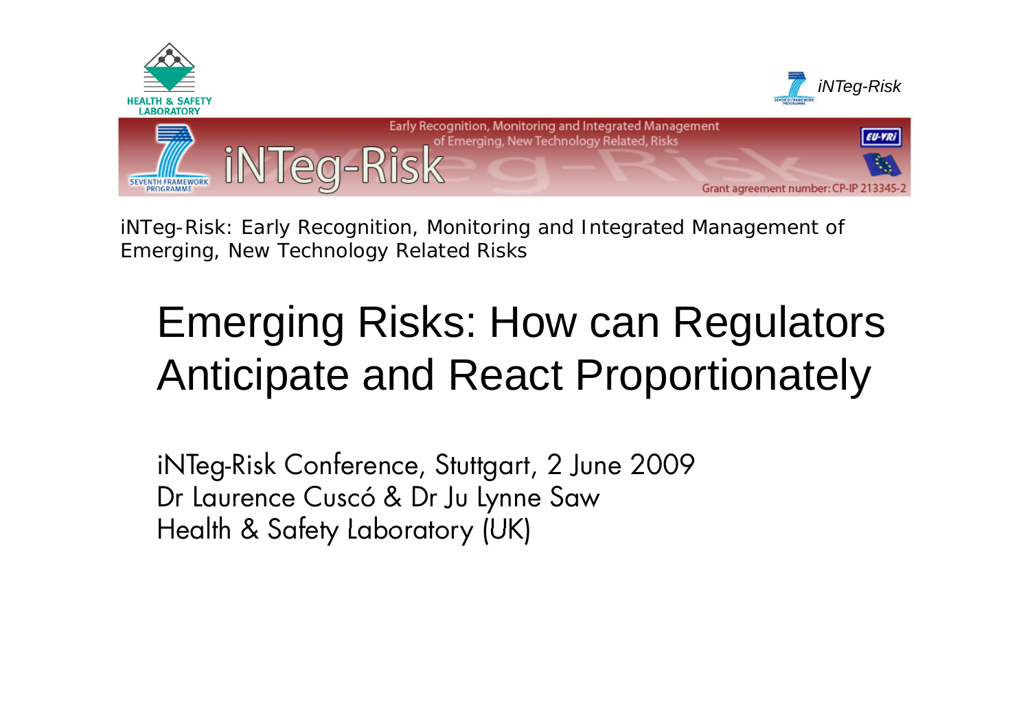iNTeg-Risk: Early Recognition, Monitoring and Integrated Management of Emerging, New Technology Related Risks

# Emerging Risks: How can Regulators Anticipate and React Proportionately

iNTeg-Risk Conference, Stuttgart, 2 June 2009
Dr Laurence Cuscó & Dr Ju Lynne Saw
Health & Safety Laboratory (UK)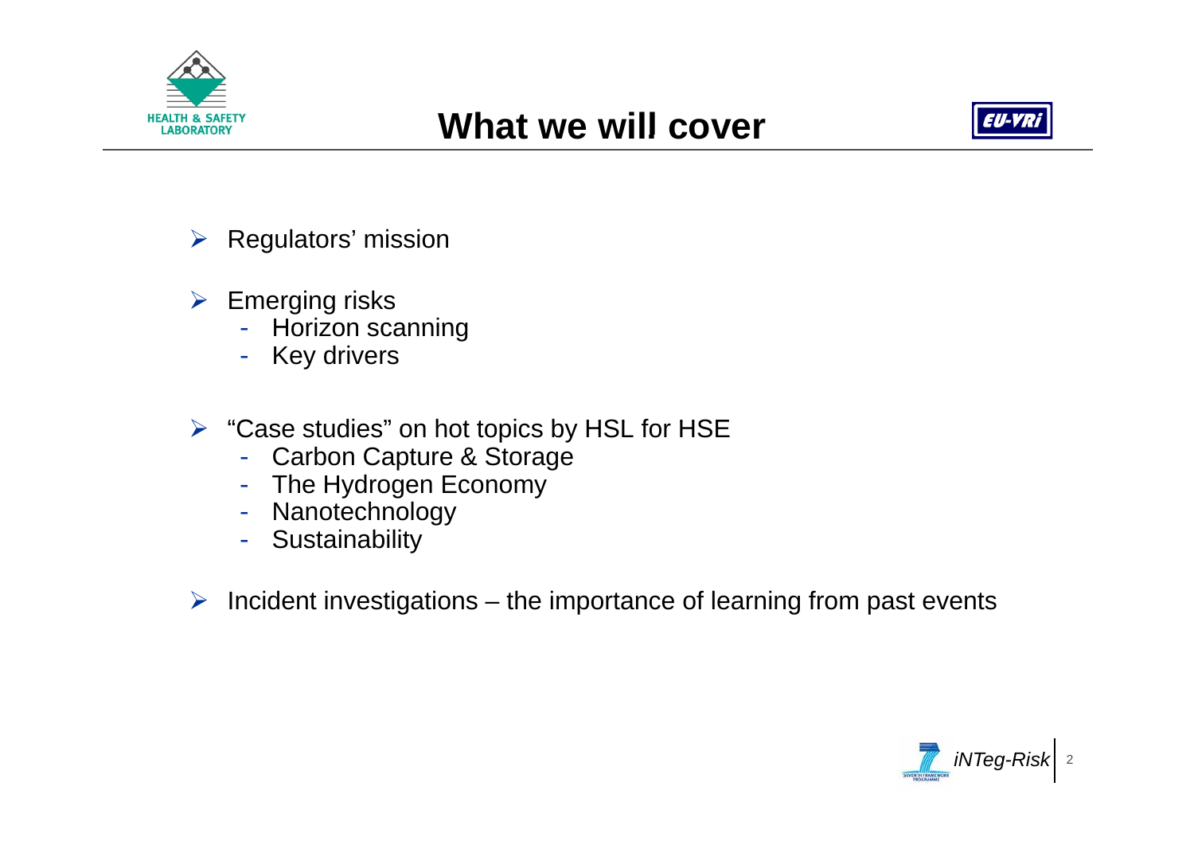# What we will cover

- Regulators' mission
- Emerging risks
  - Horizon scanning
  - Key drivers
- "Case studies" on hot topics by HSL for HSE
  - Carbon Capture & Storage
  - The Hydrogen Economy
  - Nanotechnology
  - Sustainability
- Incident investigations – the importance of learning from past events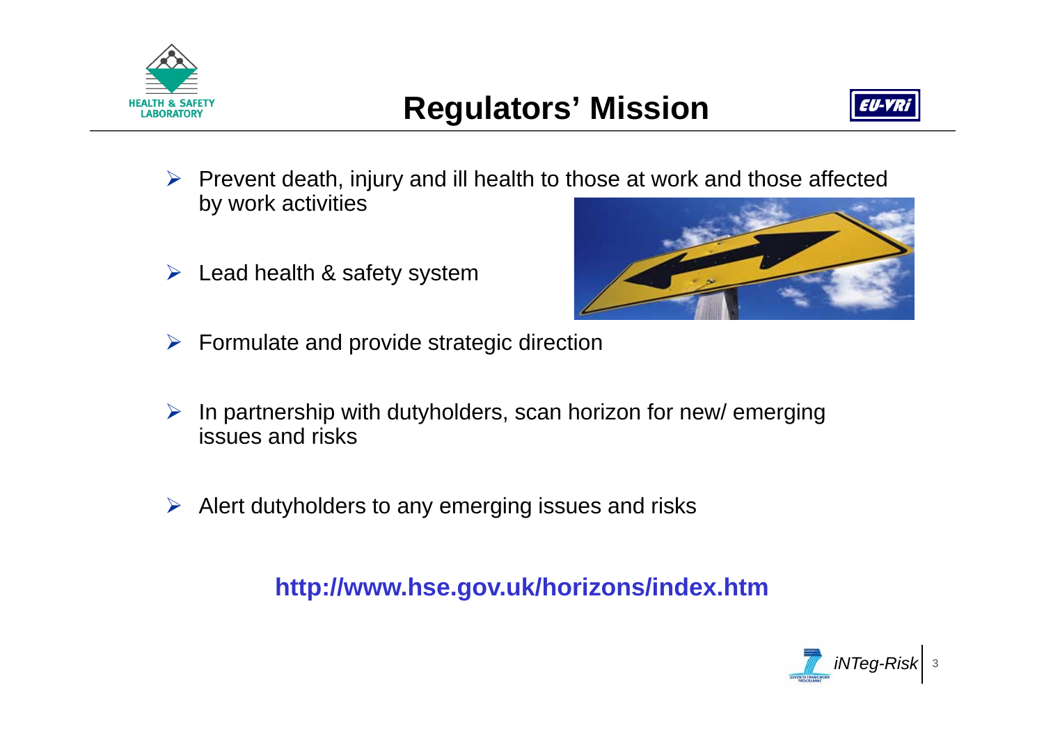# Regulators' Mission

- Prevent death, injury and ill health to those at work and those affected by work activities
- Lead health & safety system
- Formulate and provide strategic direction
- In partnership with dutyholders, scan horizon for new/ emerging issues and risks
- Alert dutyholders to any emerging issues and risks

**http://www.hse.gov.uk/horizons/index.htm**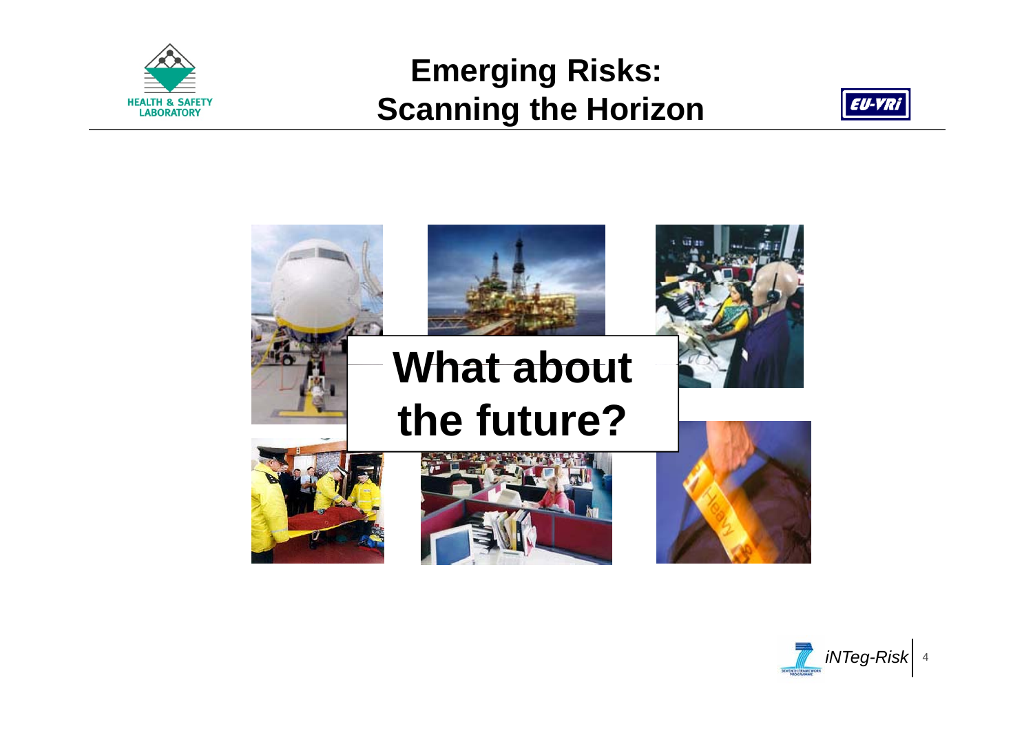# Emerging Risks: Scanning the Horizon

**What about the future?**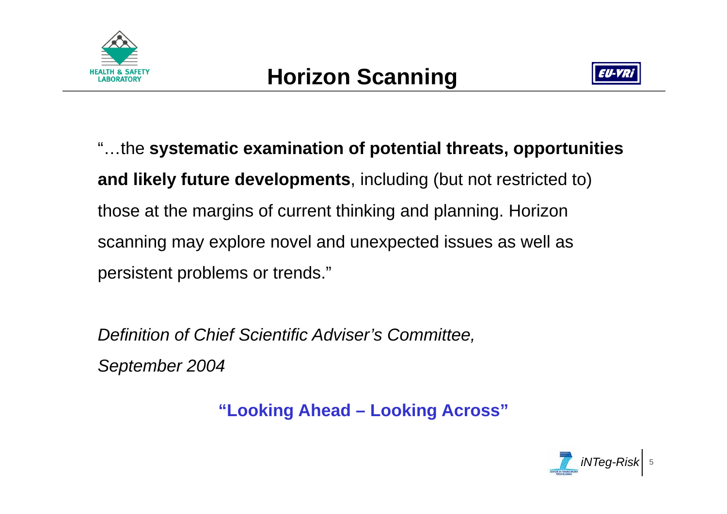# Horizon Scanning

"…the **systematic examination of potential threats, opportunities and likely future developments**, including (but not restricted to) those at the margins of current thinking and planning. Horizon scanning may explore novel and unexpected issues as well as persistent problems or trends."

*Definition of Chief Scientific Adviser's Committee, September 2004*

**"Looking Ahead – Looking Across"**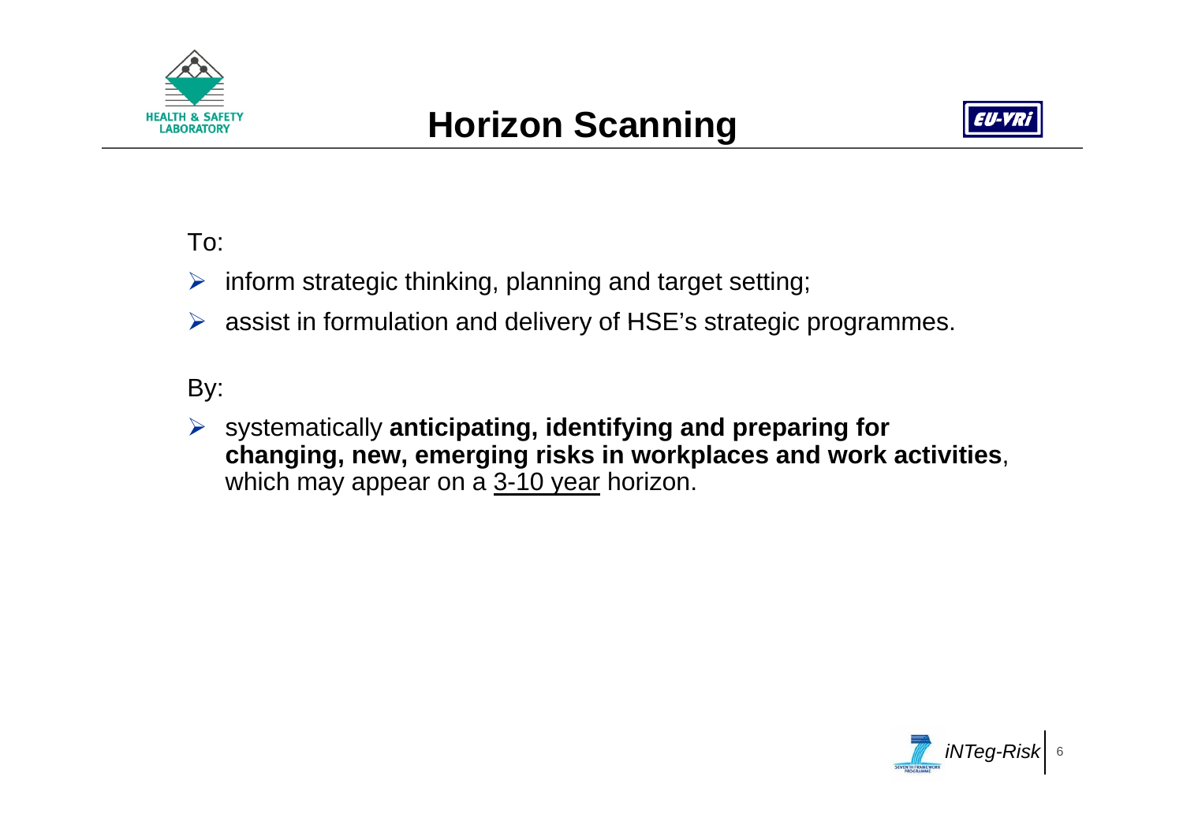# Horizon Scanning

To:

- inform strategic thinking, planning and target setting;
- assist in formulation and delivery of HSE's strategic programmes.

By:

- systematically **anticipating, identifying and preparing for changing, new, emerging risks in workplaces and work activities**, which may appear on a <u>3-10 year</u> horizon.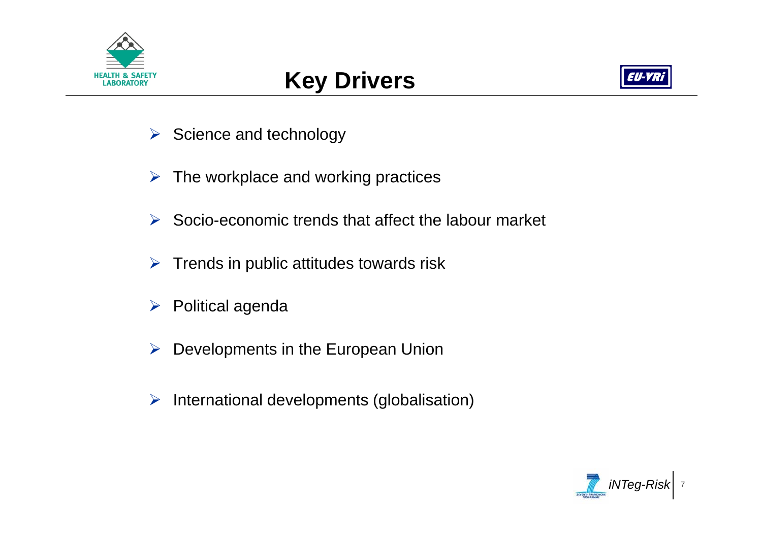# Key Drivers

- Science and technology
- The workplace and working practices
- Socio-economic trends that affect the labour market
- Trends in public attitudes towards risk
- Political agenda
- Developments in the European Union
- International developments (globalisation)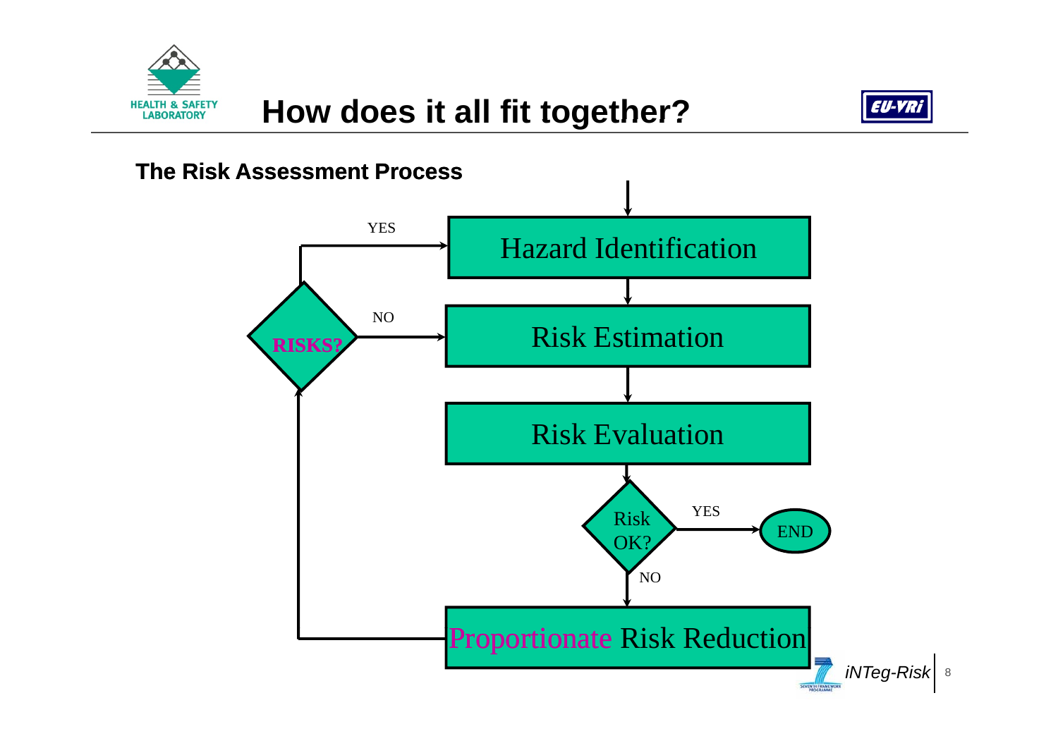# How does it all fit together?

**The Risk Assessment Process**

Hazard Identification

Risk Estimation

Risk Evaluation

Risk OK?

YES → END

NO

Proportionate Risk Reduction

RISKS?

YES → Hazard Identification

NO → Risk Estimation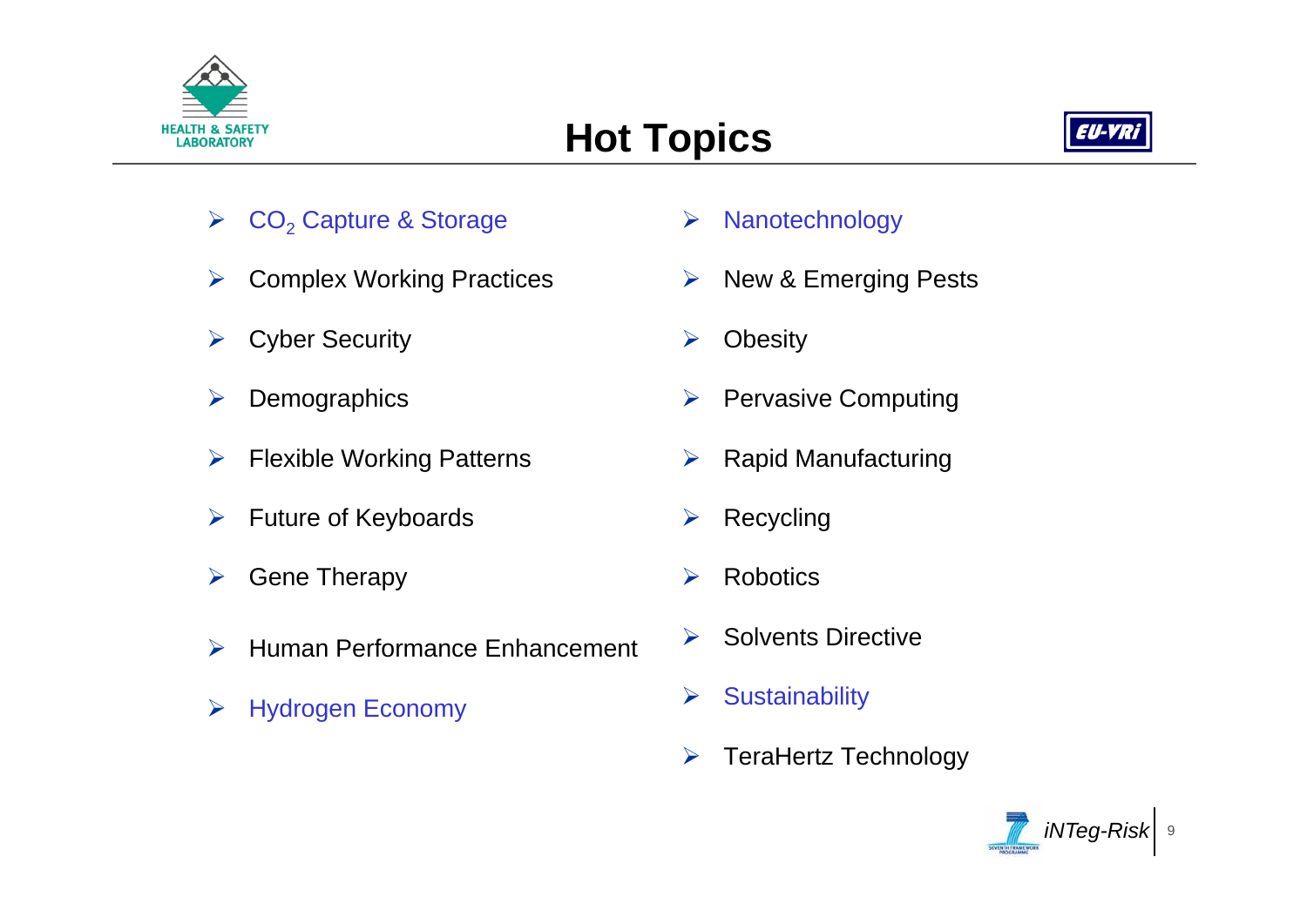# Hot Topics

- $CO_2$ Capture & Storage
- Complex Working Practices
- Cyber Security
- Demographics
- Flexible Working Patterns
- Future of Keyboards
- Gene Therapy
- Human Performance Enhancement
- Hydrogen Economy
- Nanotechnology
- New & Emerging Pests
- Obesity
- Pervasive Computing
- Rapid Manufacturing
- Recycling
- Robotics
- Solvents Directive
- Sustainability
- TeraHertz Technology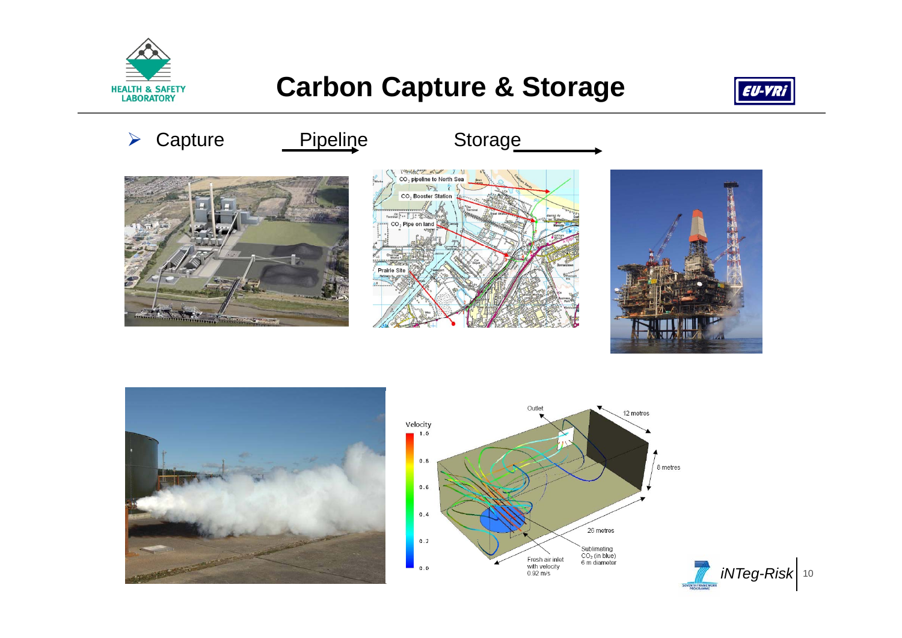# Carbon Capture & Storage

- Capture Pipeline Storage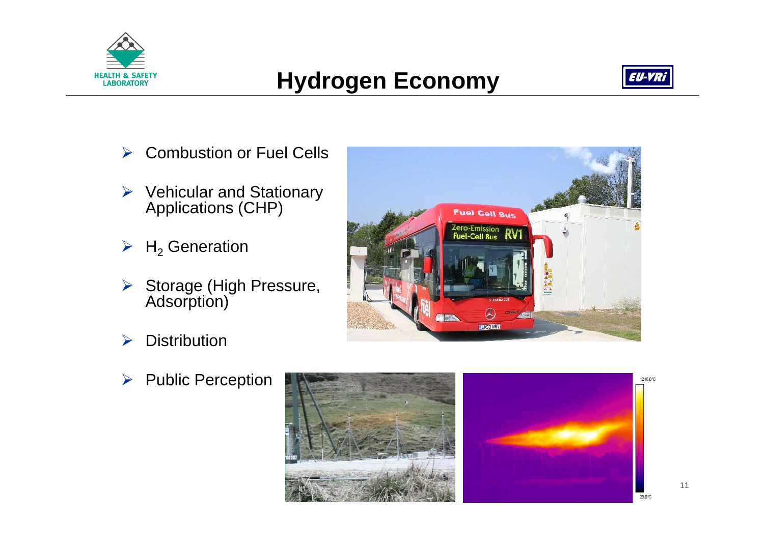# Hydrogen Economy

- Combustion or Fuel Cells
- Vehicular and Stationary Applications (CHP)
- $H_2$ Generation
- Storage (High Pressure, Adsorption)
- Distribution
- Public Perception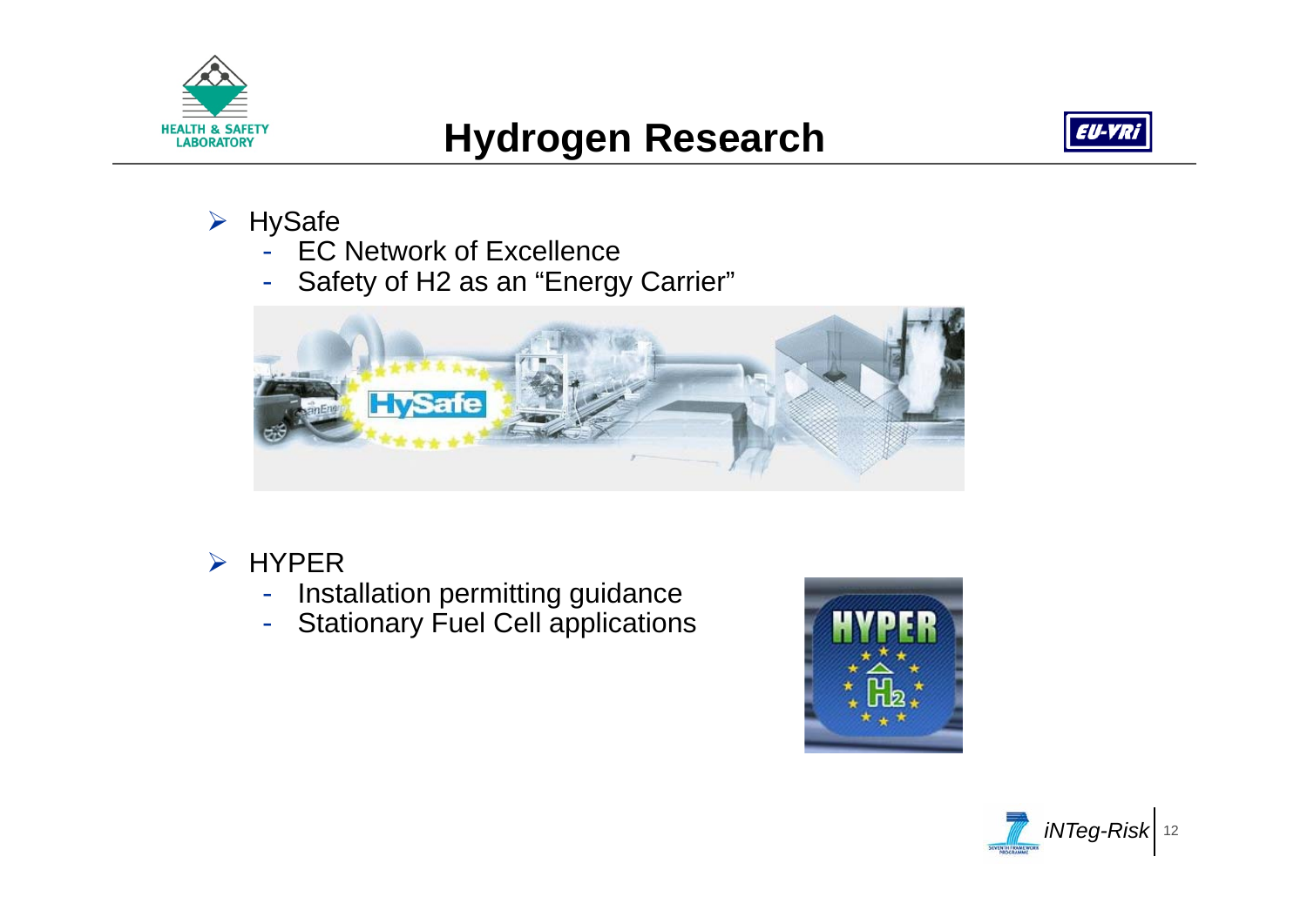# Hydrogen Research

- HySafe
  - EC Network of Excellence
  - Safety of H2 as an “Energy Carrier”

- HYPER
  - Installation permitting guidance
  - Stationary Fuel Cell applications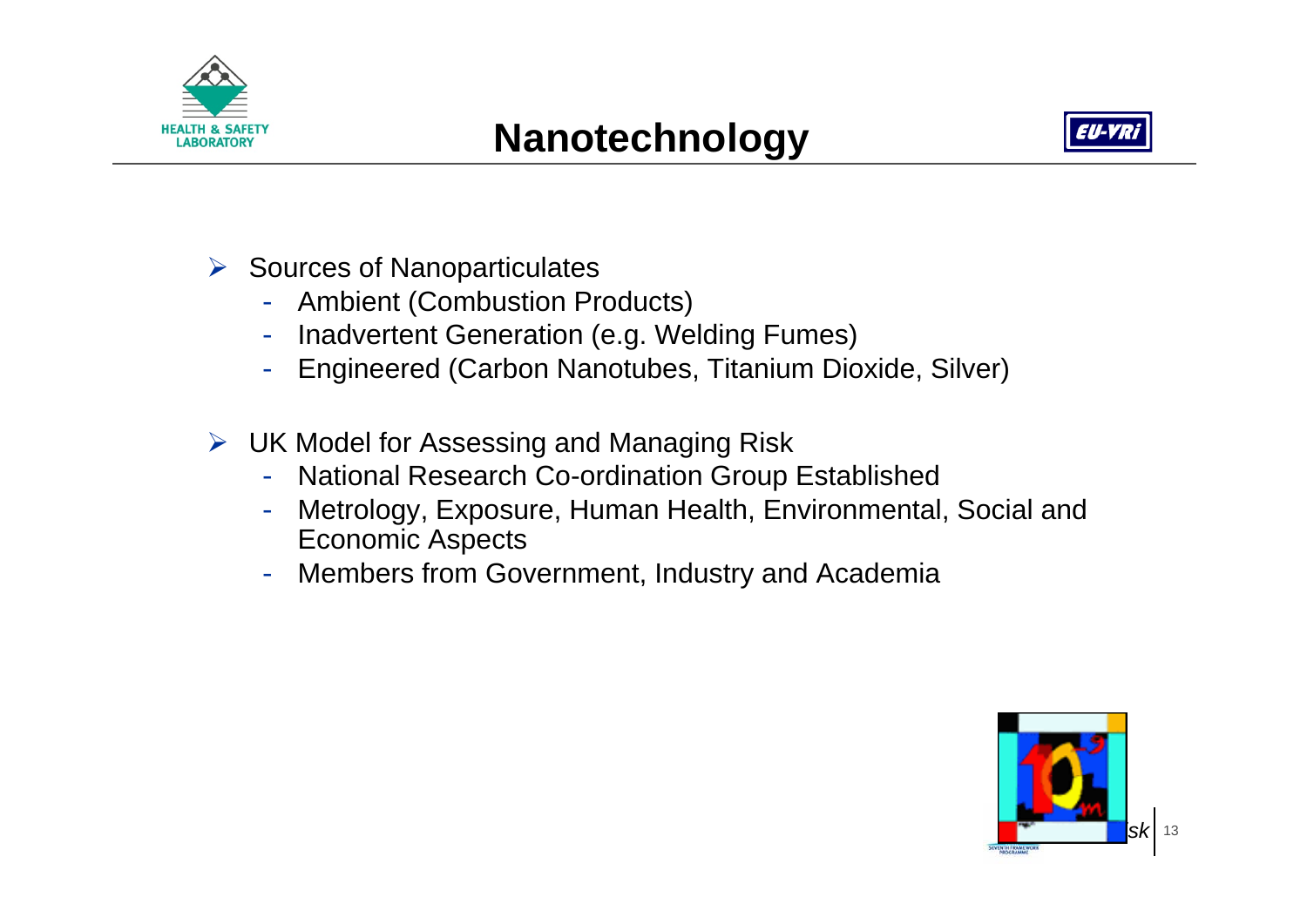# Nanotechnology

- Sources of Nanoparticulates
  - Ambient (Combustion Products)
  - Inadvertent Generation (e.g. Welding Fumes)
  - Engineered (Carbon Nanotubes, Titanium Dioxide, Silver)

- UK Model for Assessing and Managing Risk
  - National Research Co-ordination Group Established
  - Metrology, Exposure, Human Health, Environmental, Social and Economic Aspects
  - Members from Government, Industry and Academia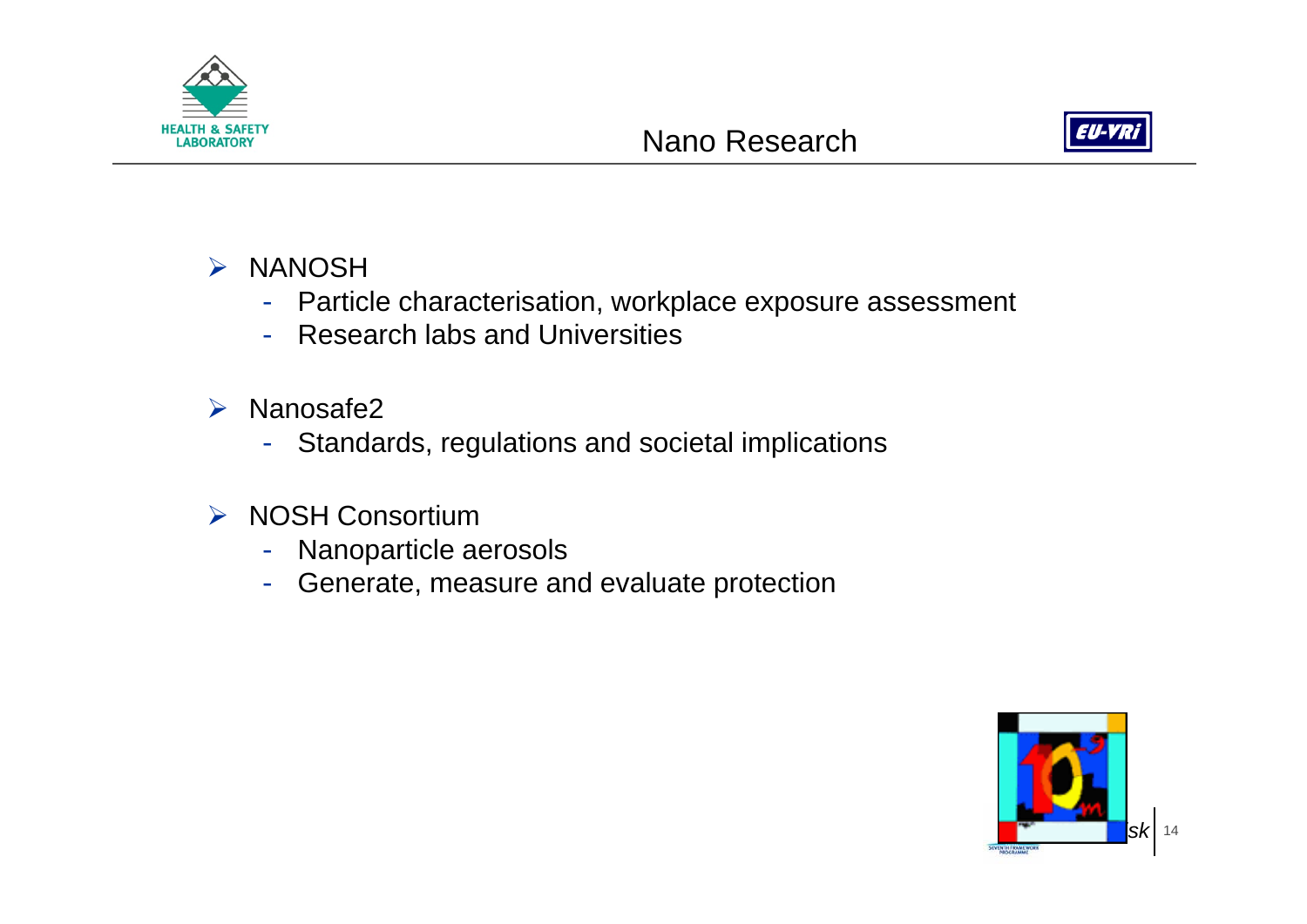# Nano Research

- NANOSH
  - Particle characterisation, workplace exposure assessment
  - Research labs and Universities
- Nanosafe2
  - Standards, regulations and societal implications
- NOSH Consortium
  - Nanoparticle aerosols
  - Generate, measure and evaluate protection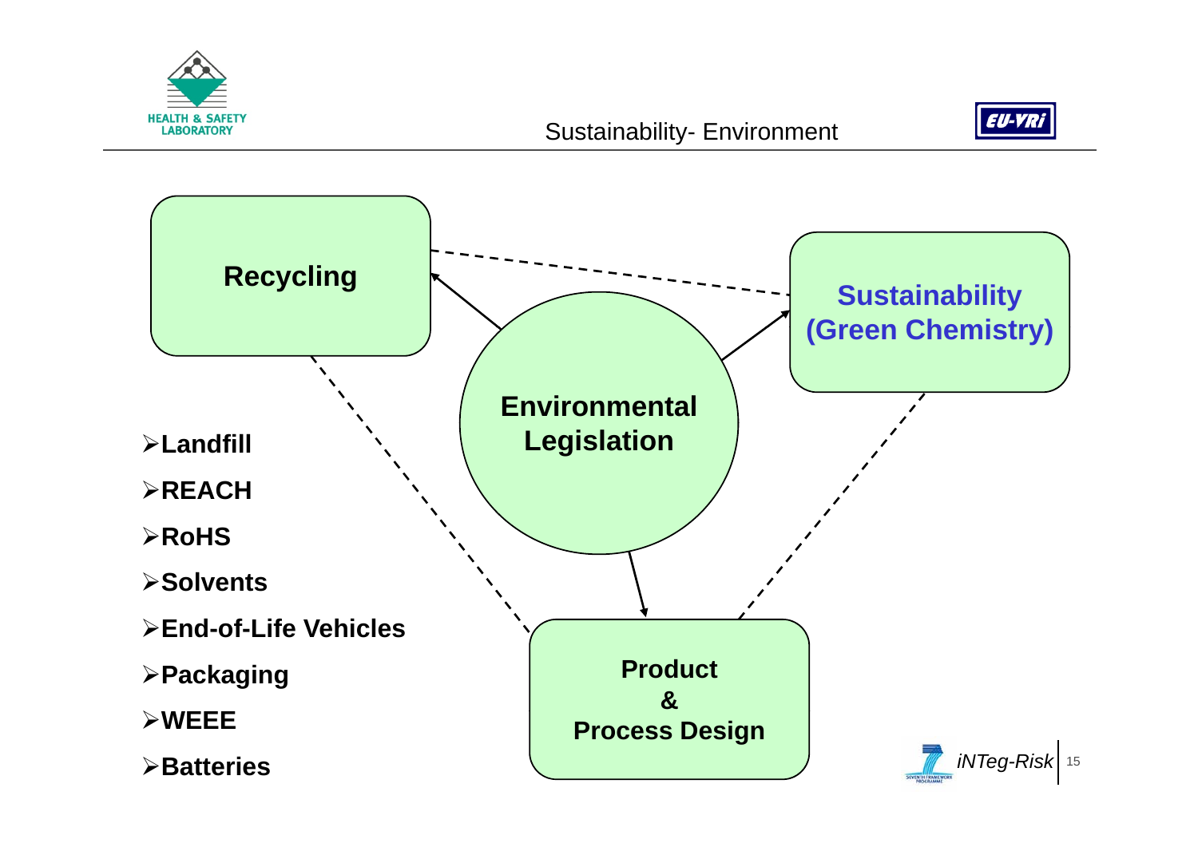# Sustainability- Environment

**Recycling**

**Environmental Legislation**

**Sustainability (Green Chemistry)**

**Product & Process Design**

- **Landfill**
- **REACH**
- **RoHS**
- **Solvents**
- **End-of-Life Vehicles**
- **Packaging**
- **WEEE**
- **Batteries**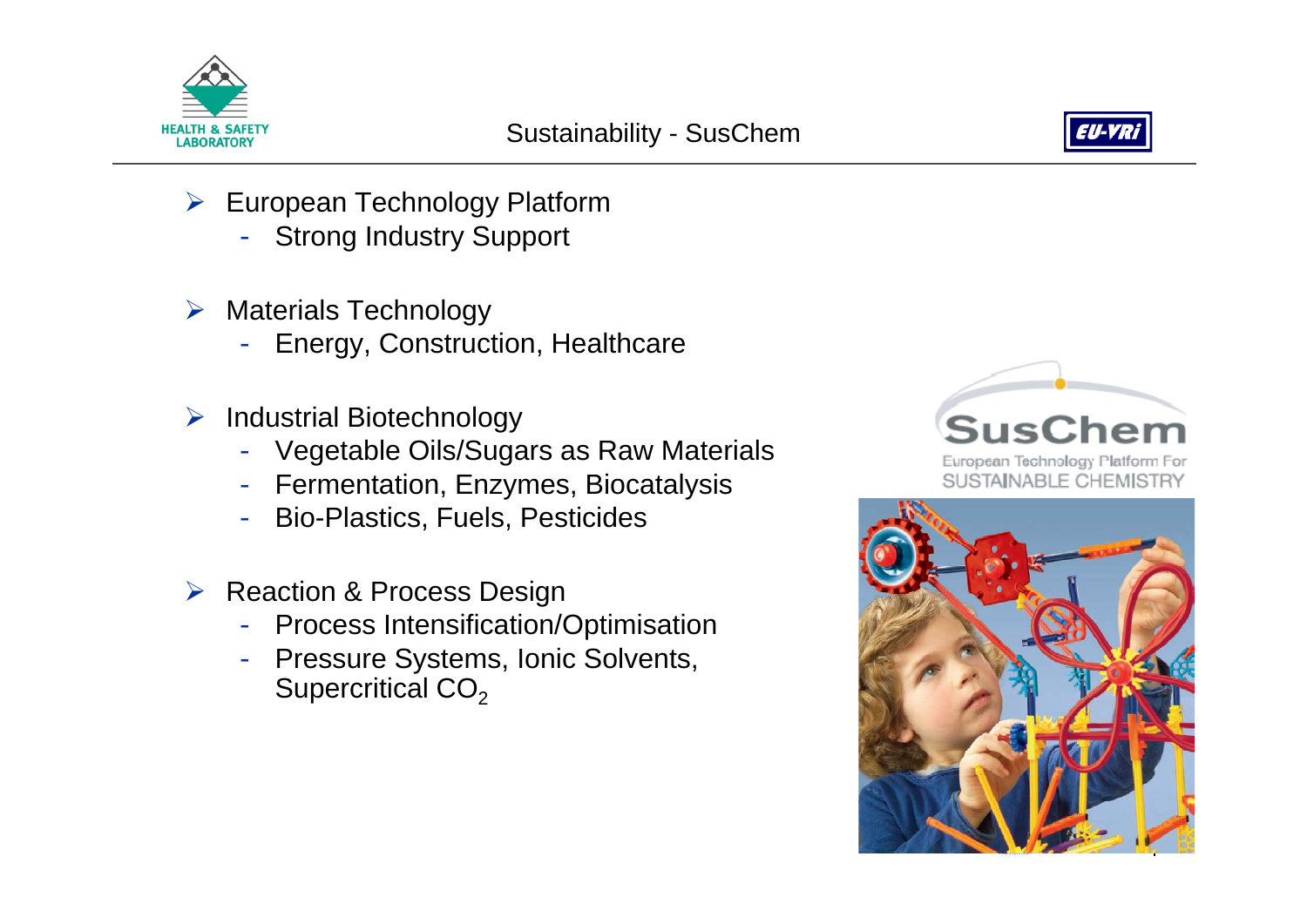# Sustainability - SusChem

- European Technology Platform
  - Strong Industry Support
- Materials Technology
  - Energy, Construction, Healthcare
- Industrial Biotechnology
  - Vegetable Oils/Sugars as Raw Materials
  - Fermentation, Enzymes, Biocatalysis
  - Bio-Plastics, Fuels, Pesticides
- Reaction & Process Design
  - Process Intensification/Optimisation
  - Pressure Systems, Ionic Solvents, Supercritical $CO_2$

SusChem
European Technology Platform For
SUSTAINABLE CHEMISTRY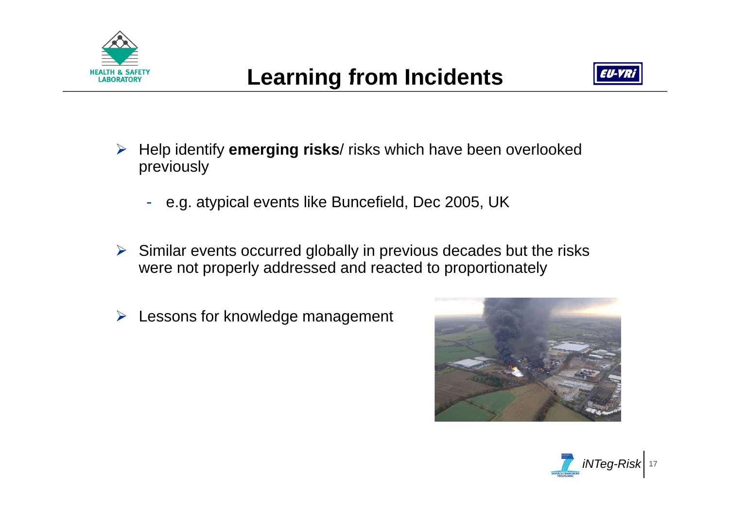# Learning from Incidents

- Help identify **emerging risks**/ risks which have been overlooked previously
  - e.g. atypical events like Buncefield, Dec 2005, UK
- Similar events occurred globally in previous decades but the risks were not properly addressed and reacted to proportionately
- Lessons for knowledge management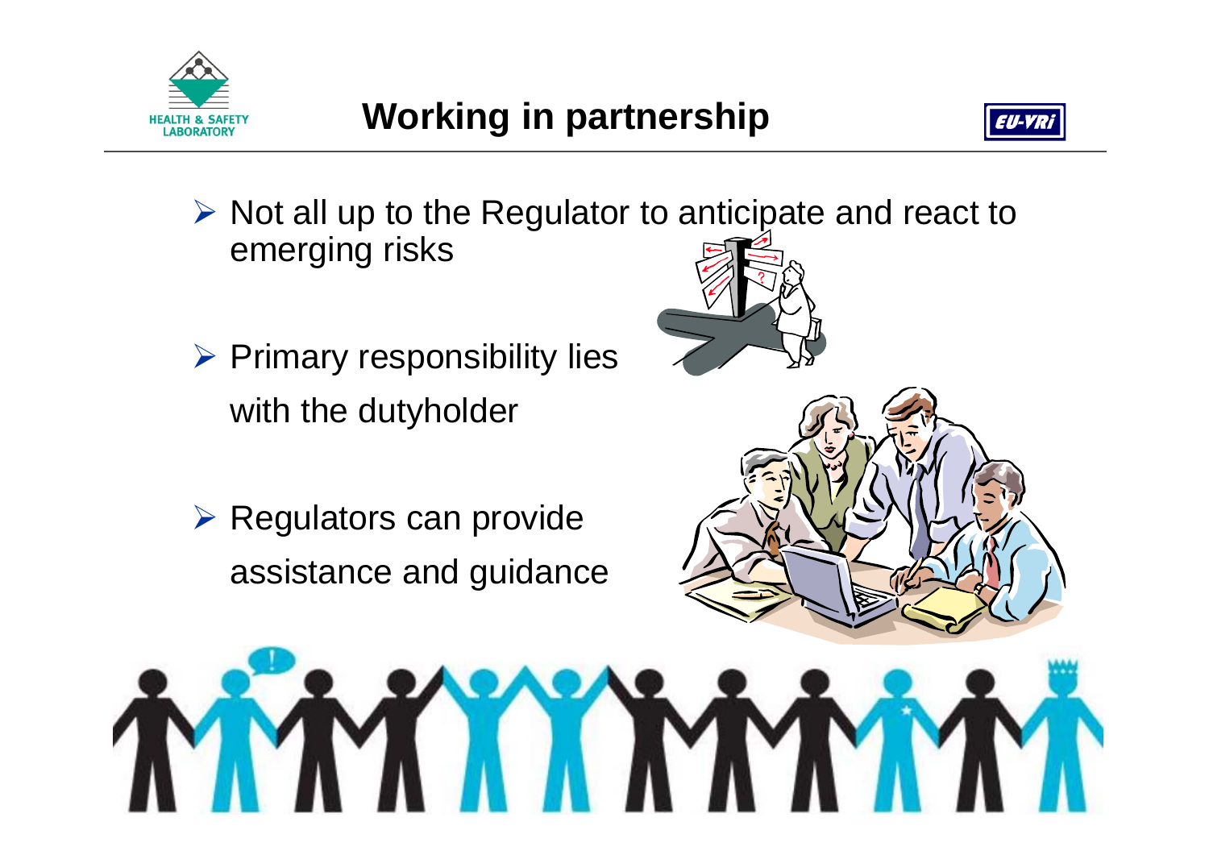# Working in partnership

- Not all up to the Regulator to anticipate and react to emerging risks
- Primary responsibility lies with the dutyholder
- Regulators can provide assistance and guidance